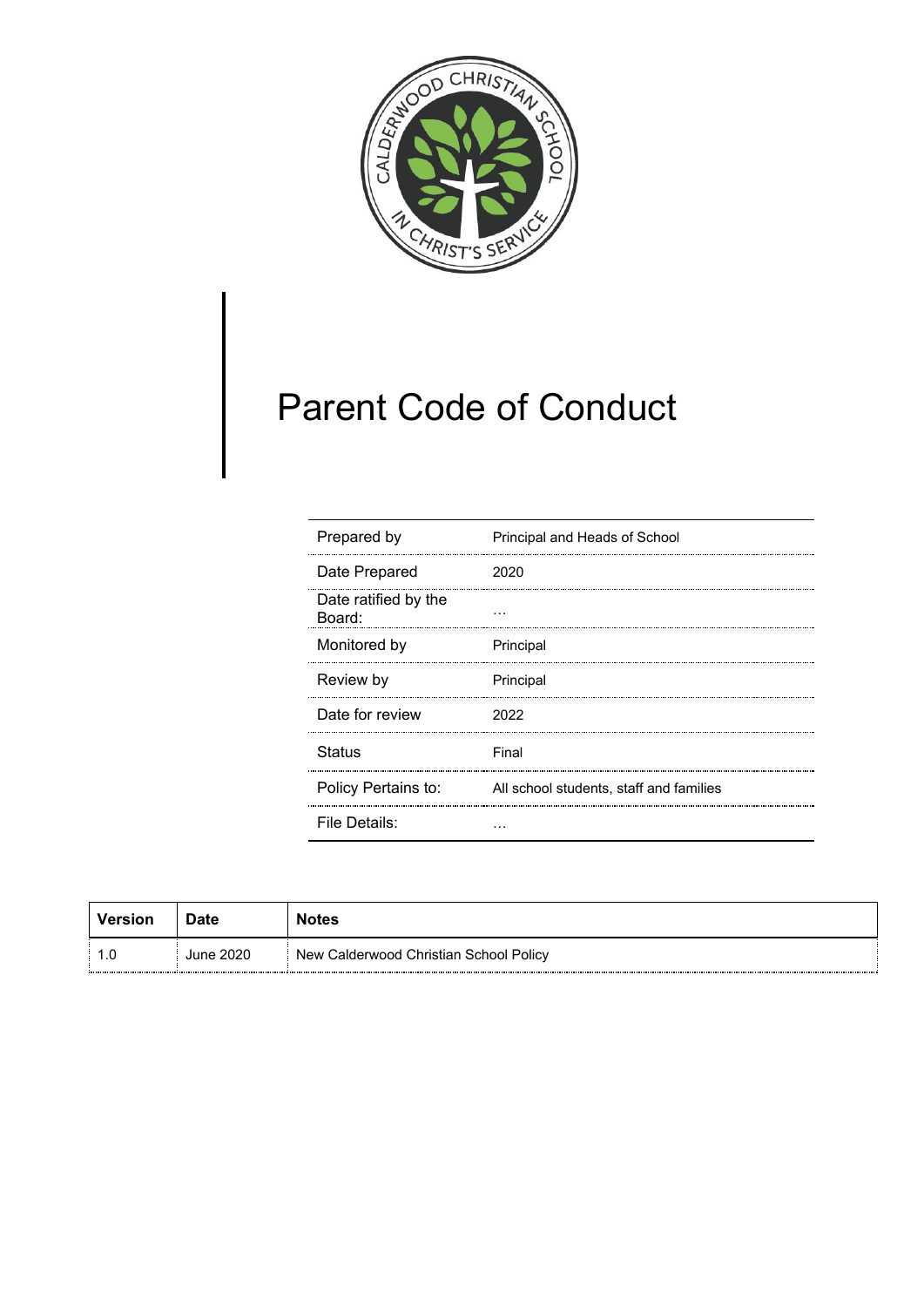# Parent Code of Conduct

| | |
|---|---|
| Prepared by | Principal and Heads of School |
| Date Prepared | 2020 |
| Date ratified by the Board: | … |
| Monitored by | Principal |
| Review by | Principal |
| Date for review | 2022 |
| Status | Final |
| Policy Pertains to: | All school students, staff and families |
| File Details: | … |

| Version | Date | Notes |
|---|---|---|
| 1.0 | June 2020 | New Calderwood Christian School Policy |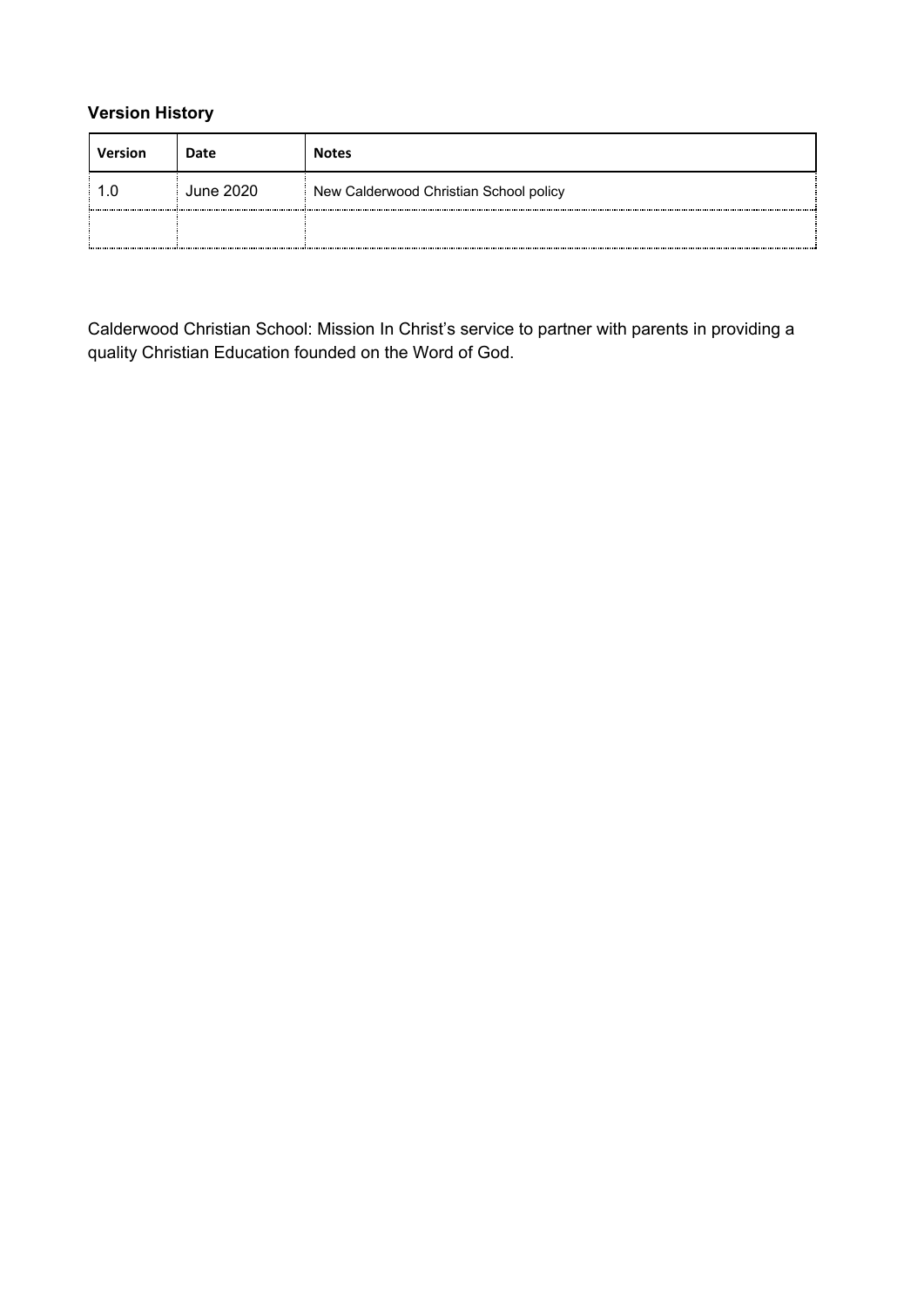### Version History

| Version | Date | Notes |
|---|---|---|
| 1.0 | June 2020 | New Calderwood Christian School policy |
| | | |

Calderwood Christian School: Mission In Christ's service to partner with parents in providing a quality Christian Education founded on the Word of God.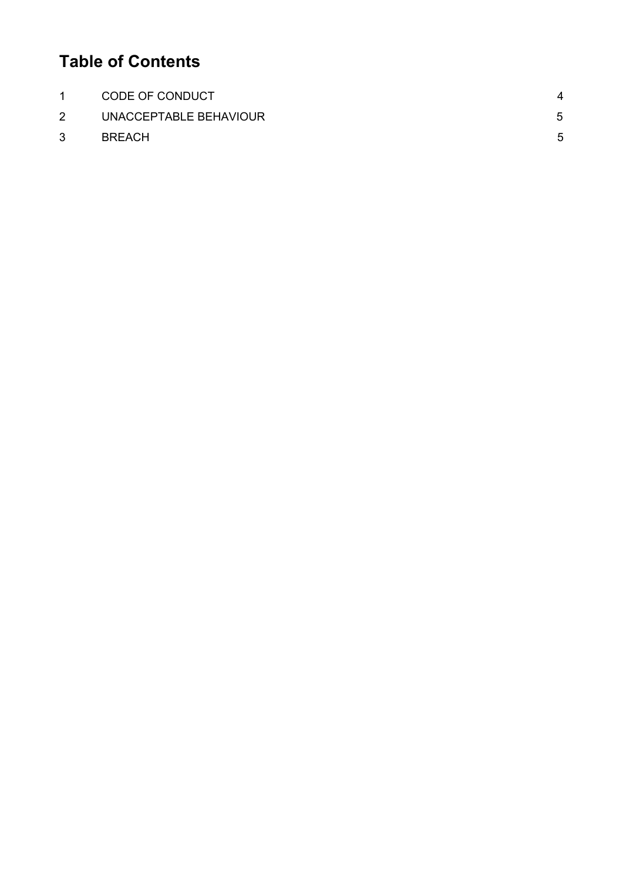# Table of Contents

| | | |
|---|---|---|
| 1 | CODE OF CONDUCT | 4 |
| 2 | UNACCEPTABLE BEHAVIOUR | 5 |
| 3 | BREACH | 5 |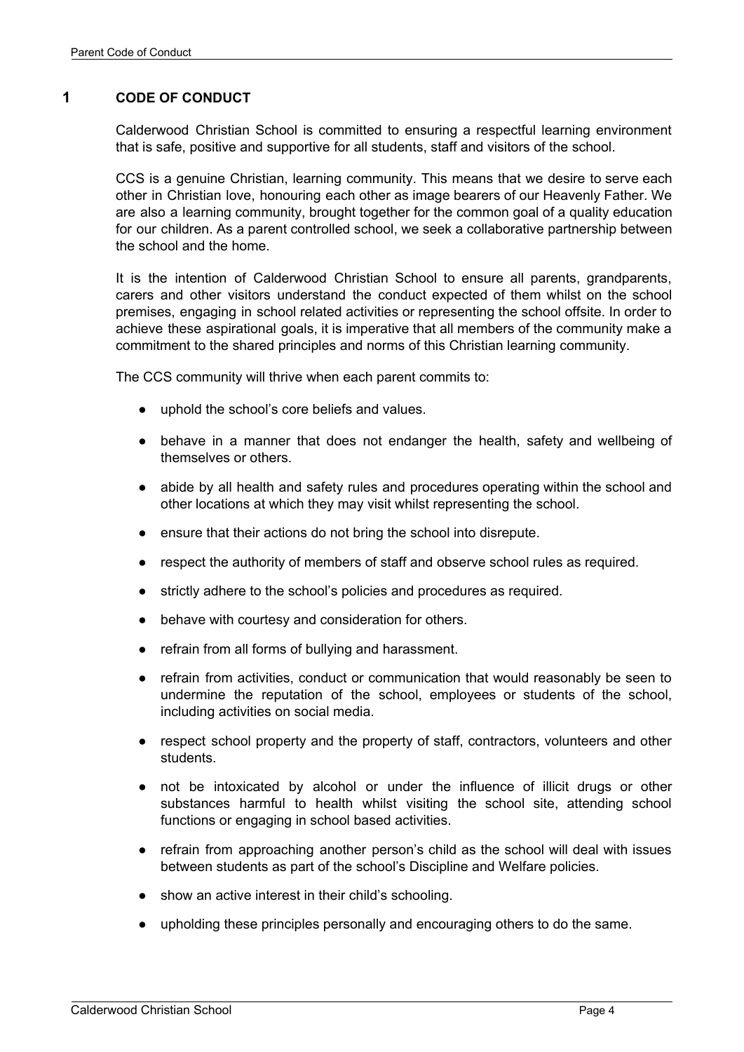# 1 CODE OF CONDUCT

Calderwood Christian School is committed to ensuring a respectful learning environment that is safe, positive and supportive for all students, staff and visitors of the school.

CCS is a genuine Christian, learning community. This means that we desire to serve each other in Christian love, honouring each other as image bearers of our Heavenly Father. We are also a learning community, brought together for the common goal of a quality education for our children. As a parent controlled school, we seek a collaborative partnership between the school and the home.

It is the intention of Calderwood Christian School to ensure all parents, grandparents, carers and other visitors understand the conduct expected of them whilst on the school premises, engaging in school related activities or representing the school offsite. In order to achieve these aspirational goals, it is imperative that all members of the community make a commitment to the shared principles and norms of this Christian learning community.

The CCS community will thrive when each parent commits to:

- uphold the school's core beliefs and values.
- behave in a manner that does not endanger the health, safety and wellbeing of themselves or others.
- abide by all health and safety rules and procedures operating within the school and other locations at which they may visit whilst representing the school.
- ensure that their actions do not bring the school into disrepute.
- respect the authority of members of staff and observe school rules as required.
- strictly adhere to the school's policies and procedures as required.
- behave with courtesy and consideration for others.
- refrain from all forms of bullying and harassment.
- refrain from activities, conduct or communication that would reasonably be seen to undermine the reputation of the school, employees or students of the school, including activities on social media.
- respect school property and the property of staff, contractors, volunteers and other students.
- not be intoxicated by alcohol or under the influence of illicit drugs or other substances harmful to health whilst visiting the school site, attending school functions or engaging in school based activities.
- refrain from approaching another person's child as the school will deal with issues between students as part of the school's Discipline and Welfare policies.
- show an active interest in their child's schooling.
- upholding these principles personally and encouraging others to do the same.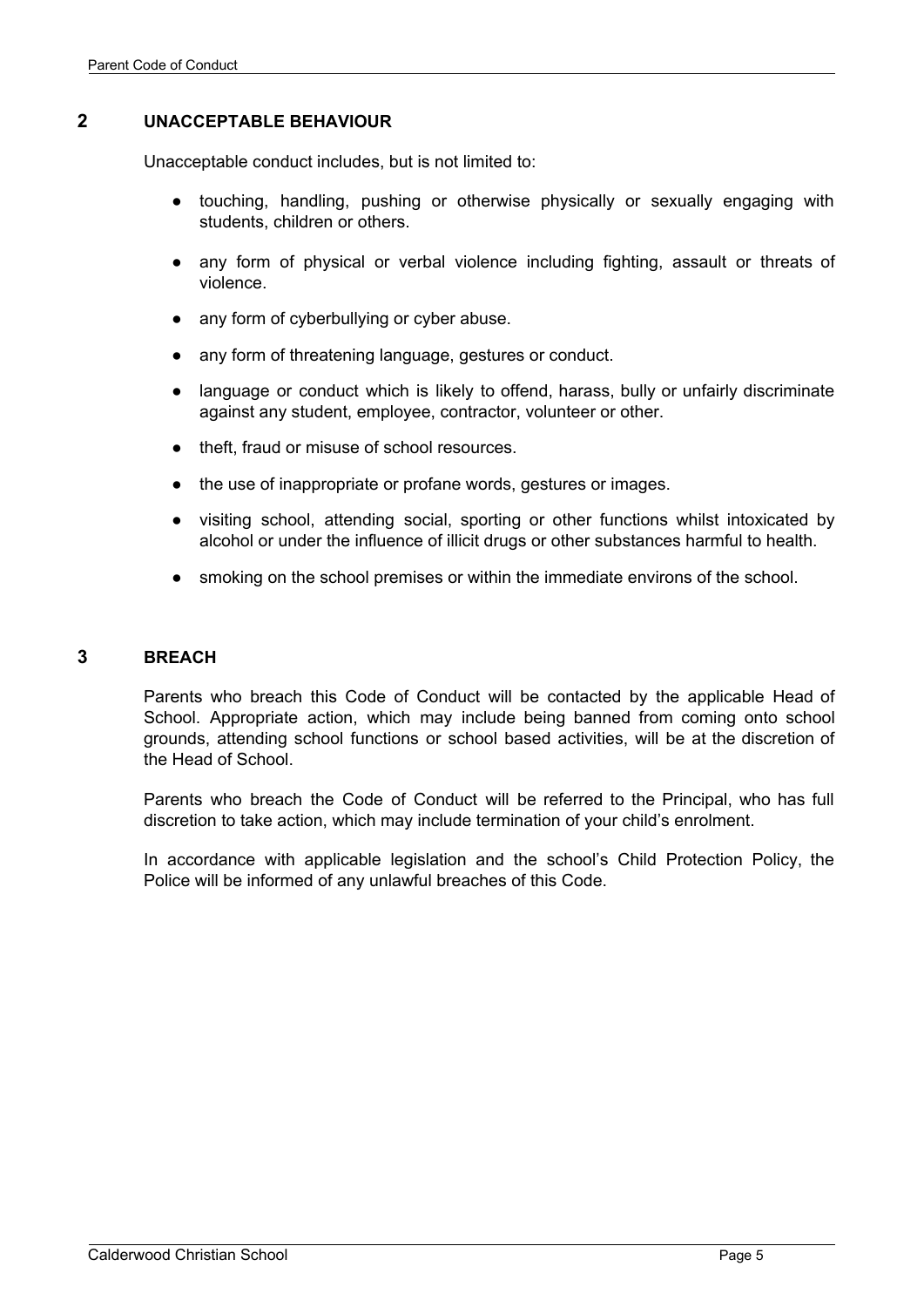## 2 UNACCEPTABLE BEHAVIOUR

Unacceptable conduct includes, but is not limited to:

- touching, handling, pushing or otherwise physically or sexually engaging with students, children or others.
- any form of physical or verbal violence including fighting, assault or threats of violence.
- any form of cyberbullying or cyber abuse.
- any form of threatening language, gestures or conduct.
- language or conduct which is likely to offend, harass, bully or unfairly discriminate against any student, employee, contractor, volunteer or other.
- theft, fraud or misuse of school resources.
- the use of inappropriate or profane words, gestures or images.
- visiting school, attending social, sporting or other functions whilst intoxicated by alcohol or under the influence of illicit drugs or other substances harmful to health.
- smoking on the school premises or within the immediate environs of the school.

## 3 BREACH

Parents who breach this Code of Conduct will be contacted by the applicable Head of School. Appropriate action, which may include being banned from coming onto school grounds, attending school functions or school based activities, will be at the discretion of the Head of School.

Parents who breach the Code of Conduct will be referred to the Principal, who has full discretion to take action, which may include termination of your child's enrolment.

In accordance with applicable legislation and the school's Child Protection Policy, the Police will be informed of any unlawful breaches of this Code.